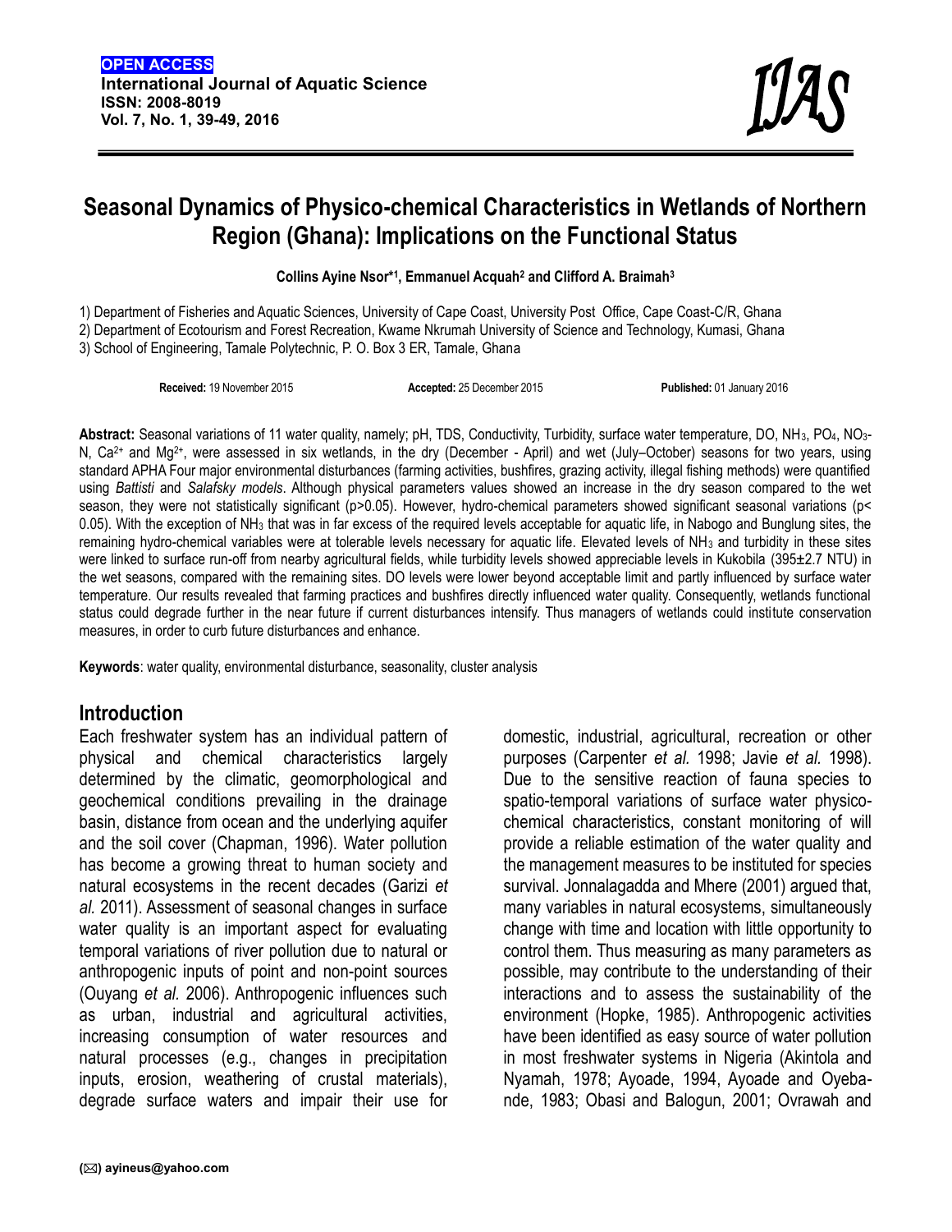OPEN ACCESS

**International Journal of Aquatic Science**
**ISSN: 2008-8019**
**Vol. 7, No. 1, 39-49, 2016**

# Seasonal Dynamics of Physico-chemical Characteristics in Wetlands of Northern Region (Ghana): Implications on the Functional Status

**Collins Ayine Nsor*[1], Emmanuel Acquah[2] and Clifford A. Braimah[3]**

1) Department of Fisheries and Aquatic Sciences, University of Cape Coast, University Post Office, Cape Coast-C/R, Ghana
2) Department of Ecotourism and Forest Recreation, Kwame Nkrumah University of Science and Technology, Kumasi, Ghana
3) School of Engineering, Tamale Polytechnic, P. O. Box 3 ER, Tamale, Ghana

**Received:** 19 November 2015 **Accepted:** 25 December 2015 **Published:** 01 January 2016

**Abstract:** Seasonal variations of 11 water quality, namely; pH, TDS, Conductivity, Turbidity, surface water temperature, DO, $NH_3$, $PO_4$, $NO_3$-N, $Ca^{2+}$ and $Mg^{2+}$, were assessed in six wetlands, in the dry (December - April) and wet (July–October) seasons for two years, using standard APHA Four major environmental disturbances (farming activities, bushfires, grazing activity, illegal fishing methods) were quantified using *Battisti* and *Salafsky models*. Although physical parameters values showed an increase in the dry season compared to the wet season, they were not statistically significant ($p>0.05$). However, hydro-chemical parameters showed significant seasonal variations ($p< 0.05$). With the exception of $NH_3$ that was in far excess of the required levels acceptable for aquatic life, in Nabogo and Bunglung sites, the remaining hydro-chemical variables were at tolerable levels necessary for aquatic life. Elevated levels of $NH_3$ and turbidity in these sites were linked to surface run-off from nearby agricultural fields, while turbidity levels showed appreciable levels in Kukobila (395±2.7 NTU) in the wet seasons, compared with the remaining sites. DO levels were lower beyond acceptable limit and partly influenced by surface water temperature. Our results revealed that farming practices and bushfires directly influenced water quality. Consequently, wetlands functional status could degrade further in the near future if current disturbances intensify. Thus managers of wetlands could institute conservation measures, in order to curb future disturbances and enhance.

**Keywords**: water quality, environmental disturbance, seasonality, cluster analysis

## Introduction

Each freshwater system has an individual pattern of physical and chemical characteristics largely determined by the climatic, geomorphological and geochemical conditions prevailing in the drainage basin, distance from ocean and the underlying aquifer and the soil cover (Chapman, 1996). Water pollution has become a growing threat to human society and natural ecosystems in the recent decades (Garizi *et al.* 2011). Assessment of seasonal changes in surface water quality is an important aspect for evaluating temporal variations of river pollution due to natural or anthropogenic inputs of point and non-point sources (Ouyang *et al.* 2006). Anthropogenic influences such as urban, industrial and agricultural activities, increasing consumption of water resources and natural processes (e.g., changes in precipitation inputs, erosion, weathering of crustal materials), degrade surface waters and impair their use for domestic, industrial, agricultural, recreation or other purposes (Carpenter *et al.* 1998; Javie *et al.* 1998). Due to the sensitive reaction of fauna species to spatio-temporal variations of surface water physico-chemical characteristics, constant monitoring of will provide a reliable estimation of the water quality and the management measures to be instituted for species survival. Jonnalagadda and Mhere (2001) argued that, many variables in natural ecosystems, simultaneously change with time and location with little opportunity to control them. Thus measuring as many parameters as possible, may contribute to the understanding of their interactions and to assess the sustainability of the environment (Hopke, 1985). Anthropogenic activities have been identified as easy source of water pollution in most freshwater systems in Nigeria (Akintola and Nyamah, 1978; Ayoade, 1994, Ayoade and Oyebande, 1983; Obasi and Balogun, 2001; Ovrawah and

(✉) ayineus@yahoo.com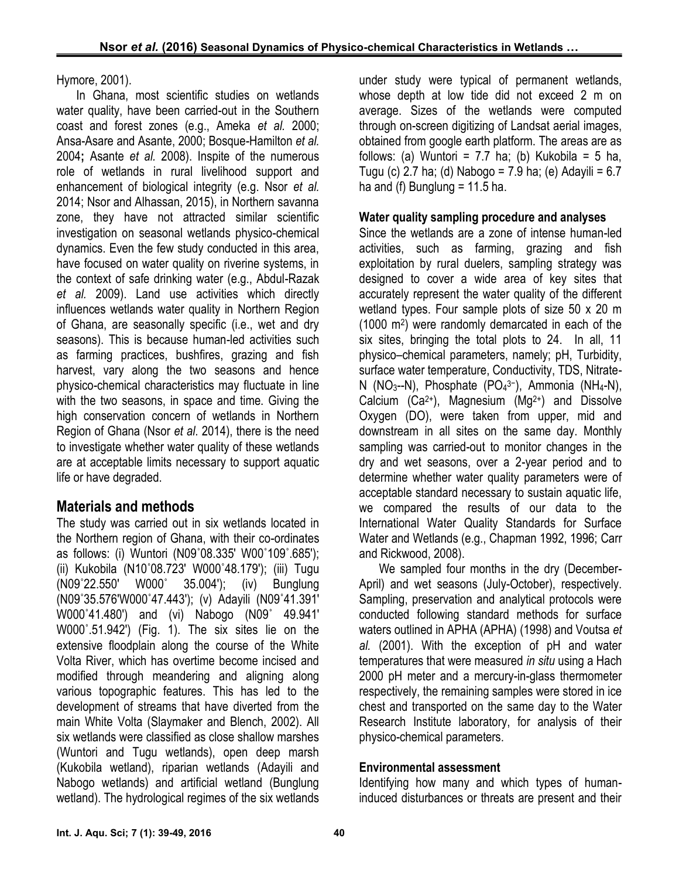Hymore, 2001).

In Ghana, most scientific studies on wetlands water quality, have been carried-out in the Southern coast and forest zones (e.g., Ameka *et al.* 2000; Ansa-Asare and Asante, 2000; Bosque-Hamilton *et al.* 2004**;** Asante *et al.* 2008). Inspite of the numerous role of wetlands in rural livelihood support and enhancement of biological integrity (e.g. Nsor *et al.* 2014; Nsor and Alhassan, 2015), in Northern savanna zone, they have not attracted similar scientific investigation on seasonal wetlands physico-chemical dynamics. Even the few study conducted in this area, have focused on water quality on riverine systems, in the context of safe drinking water (e.g., Abdul-Razak *et al.* 2009). Land use activities which directly influences wetlands water quality in Northern Region of Ghana, are seasonally specific (i.e., wet and dry seasons). This is because human-led activities such as farming practices, bushfires, grazing and fish harvest, vary along the two seasons and hence physico-chemical characteristics may fluctuate in line with the two seasons, in space and time. Giving the high conservation concern of wetlands in Northern Region of Ghana (Nsor *et al*. 2014), there is the need to investigate whether water quality of these wetlands are at acceptable limits necessary to support aquatic life or have degraded.

## Materials and methods

The study was carried out in six wetlands located in the Northern region of Ghana, with their co-ordinates as follows: (i) Wuntori (N09˚08.335' W00˚109˚.685'); (ii) Kukobila (N10˚08.723' W000˚48.179'); (iii) Tugu (N09˚22.550' W000˚ 35.004'); (iv) Bunglung (N09˚35.576'W000˚47.443'); (v) Adayili (N09˚41.391' W000˚41.480') and (vi) Nabogo (N09˚ 49.941' W000˚.51.942') (Fig. 1). The six sites lie on the extensive floodplain along the course of the White Volta River, which has overtime become incised and modified through meandering and aligning along various topographic features. This has led to the development of streams that have diverted from the main White Volta (Slaymaker and Blench, 2002). All six wetlands were classified as close shallow marshes (Wuntori and Tugu wetlands), open deep marsh (Kukobila wetland), riparian wetlands (Adayili and Nabogo wetlands) and artificial wetland (Bunglung wetland). The hydrological regimes of the six wetlands under study were typical of permanent wetlands, whose depth at low tide did not exceed 2 m on average. Sizes of the wetlands were computed through on-screen digitizing of Landsat aerial images, obtained from google earth platform. The areas are as follows: (a) Wuntori = 7.7 ha; (b) Kukobila = 5 ha, Tugu (c) 2.7 ha; (d) Nabogo = 7.9 ha; (e) Adayili = 6.7 ha and (f) Bunglung = 11.5 ha.

### Water quality sampling procedure and analyses

Since the wetlands are a zone of intense human-led activities, such as farming, grazing and fish exploitation by rural duelers, sampling strategy was designed to cover a wide area of key sites that accurately represent the water quality of the different wetland types. Four sample plots of size 50 x 20 m (1000 $m^2$) were randomly demarcated in each of the six sites, bringing the total plots to 24. In all, 11 physico–chemical parameters, namely; pH, Turbidity, surface water temperature, Conductivity, TDS, Nitrate-N ($NO_3$--N), Phosphate ($PO_4^{3-}$), Ammonia ($NH_4$-N), Calcium ($Ca^{2+}$), Magnesium ($Mg^{2+}$) and Dissolve Oxygen (DO), were taken from upper, mid and downstream in all sites on the same day. Monthly sampling was carried-out to monitor changes in the dry and wet seasons, over a 2-year period and to determine whether water quality parameters were of acceptable standard necessary to sustain aquatic life, we compared the results of our data to the International Water Quality Standards for Surface Water and Wetlands (e.g., Chapman 1992, 1996; Carr and Rickwood, 2008).

We sampled four months in the dry (December-April) and wet seasons (July-October), respectively. Sampling, preservation and analytical protocols were conducted following standard methods for surface waters outlined in APHA (APHA) (1998) and Voutsa *et al.* (2001). With the exception of pH and water temperatures that were measured *in situ* using a Hach 2000 pH meter and a mercury-in-glass thermometer respectively, the remaining samples were stored in ice chest and transported on the same day to the Water Research Institute laboratory, for analysis of their physico-chemical parameters.

### Environmental assessment

Identifying how many and which types of human-induced disturbances or threats are present and their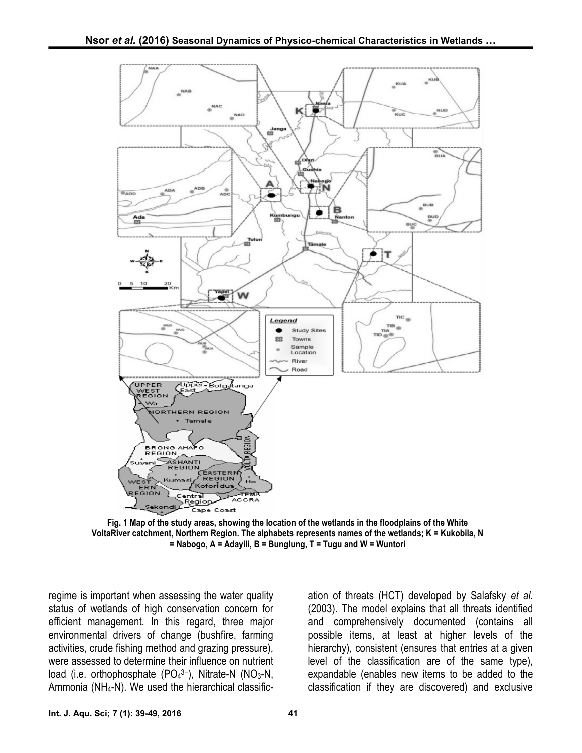Fig. 1 Map of the study areas, showing the location of the wetlands in the floodplains of the White VoltaRiver catchment, Northern Region. The alphabets represents names of the wetlands; K = Kukobila, N = Nabogo, A = Adayili, B = Bunglung, T = Tugu and W = Wuntori

regime is important when assessing the water quality status of wetlands of high conservation concern for efficient management. In this regard, three major environmental drivers of change (bushfire, farming activities, crude fishing method and grazing pressure), were assessed to determine their influence on nutrient load (i.e. orthophosphate ($PO_4^{3-}$), Nitrate-N ($NO_3$-N, Ammonia ($NH_4$-N). We used the hierarchical classification of threats (HCT) developed by Salafsky *et al.* (2003). The model explains that all threats identified and comprehensively documented (contains all possible items, at least at higher levels of the hierarchy), consistent (ensures that entries at a given level of the classification are of the same type), expandable (enables new items to be added to the classification if they are discovered) and exclusive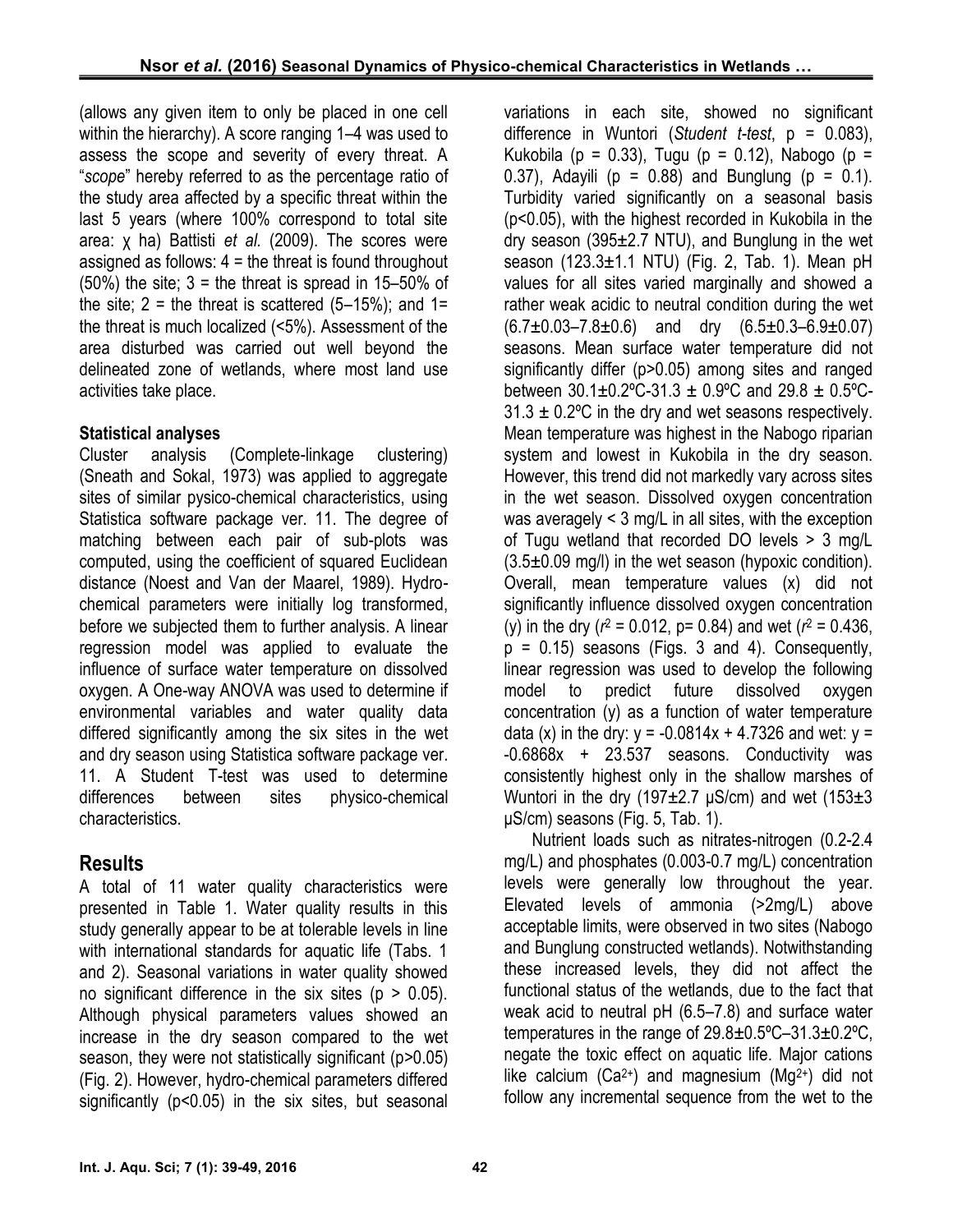(allows any given item to only be placed in one cell within the hierarchy). A score ranging 1–4 was used to assess the scope and severity of every threat. A "*scope*" hereby referred to as the percentage ratio of the study area affected by a specific threat within the last 5 years (where 100% correspond to total site area: χ ha) Battisti *et al.* (2009). The scores were assigned as follows: 4 = the threat is found throughout (50%) the site; 3 = the threat is spread in 15–50% of the site; 2 = the threat is scattered (5–15%); and 1= the threat is much localized (<5%). Assessment of the area disturbed was carried out well beyond the delineated zone of wetlands, where most land use activities take place.

**Statistical analyses**

Cluster analysis (Complete-linkage clustering) (Sneath and Sokal, 1973) was applied to aggregate sites of similar pysico-chemical characteristics, using Statistica software package ver. 11. The degree of matching between each pair of sub-plots was computed, using the coefficient of squared Euclidean distance (Noest and Van der Maarel, 1989). Hydro-chemical parameters were initially log transformed, before we subjected them to further analysis. A linear regression model was applied to evaluate the influence of surface water temperature on dissolved oxygen. A One-way ANOVA was used to determine if environmental variables and water quality data differed significantly among the six sites in the wet and dry season using Statistica software package ver. 11. A Student T-test was used to determine differences between sites physico-chemical characteristics.

## Results

A total of 11 water quality characteristics were presented in Table 1. Water quality results in this study generally appear to be at tolerable levels in line with international standards for aquatic life (Tabs. 1 and 2). Seasonal variations in water quality showed no significant difference in the six sites ($p > 0.05$). Although physical parameters values showed an increase in the dry season compared to the wet season, they were not statistically significant ($p>0.05$) (Fig. 2). However, hydro-chemical parameters differed significantly ($p<0.05$) in the six sites, but seasonal variations in each site, showed no significant difference in Wuntori (*Student t-test*, $p = 0.083$), Kukobila ($p = 0.33$), Tugu ($p = 0.12$), Nabogo ($p = 0.37$), Adayili ($p = 0.88$) and Bunglung ($p = 0.1$). Turbidity varied significantly on a seasonal basis ($p<0.05$), with the highest recorded in Kukobila in the dry season (395±2.7 NTU), and Bunglung in the wet season (123.3±1.1 NTU) (Fig. 2, Tab. 1). Mean pH values for all sites varied marginally and showed a rather weak acidic to neutral condition during the wet (6.7±0.03–7.8±0.6) and dry (6.5±0.3–6.9±0.07) seasons. Mean surface water temperature did not significantly differ ($p>0.05$) among sites and ranged between 30.1±0.2ºC-31.3 ± 0.9ºC and 29.8 ± 0.5ºC-31.3 ± 0.2ºC in the dry and wet seasons respectively. Mean temperature was highest in the Nabogo riparian system and lowest in Kukobila in the dry season. However, this trend did not markedly vary across sites in the wet season. Dissolved oxygen concentration was averagely < 3 mg/L in all sites, with the exception of Tugu wetland that recorded DO levels > 3 mg/L (3.5±0.09 mg/l) in the wet season (hypoxic condition). Overall, mean temperature values (x) did not significantly influence dissolved oxygen concentration (y) in the dry ($r^2 = 0.012$, $p= 0.84$) and wet ($r^2 = 0.436$, $p = 0.15$) seasons (Figs. 3 and 4). Consequently, linear regression was used to develop the following model to predict future dissolved oxygen concentration (y) as a function of water temperature data (x) in the dry: $y = -0.0814x + 4.7326$ and wet: $y = -0.6868x + 23.537$ seasons. Conductivity was consistently highest only in the shallow marshes of Wuntori in the dry (197±2.7 µS/cm) and wet (153±3 µS/cm) seasons (Fig. 5, Tab. 1).

Nutrient loads such as nitrates-nitrogen (0.2-2.4 mg/L) and phosphates (0.003-0.7 mg/L) concentration levels were generally low throughout the year. Elevated levels of ammonia (>2mg/L) above acceptable limits, were observed in two sites (Nabogo and Bunglung constructed wetlands). Notwithstanding these increased levels, they did not affect the functional status of the wetlands, due to the fact that weak acid to neutral pH (6.5–7.8) and surface water temperatures in the range of 29.8±0.5ºC–31.3±0.2ºC, negate the toxic effect on aquatic life. Major cations like calcium ($Ca^{2+}$) and magnesium ($Mg^{2+}$) did not follow any incremental sequence from the wet to the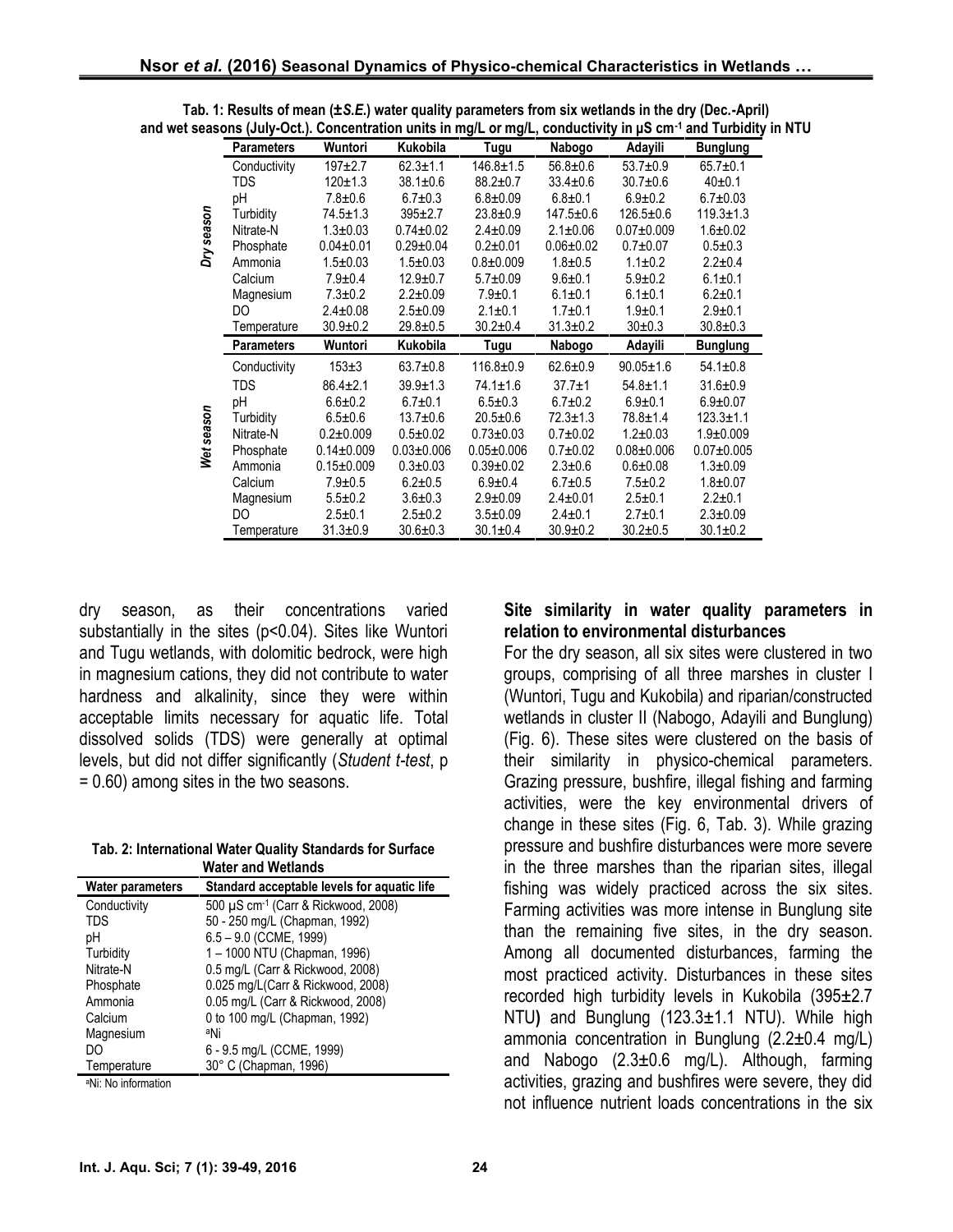**Tab. 1: Results of mean (±*S.E.*) water quality parameters from six wetlands in the dry (Dec.-April) and wet seasons (July-Oct.). Concentration units in mg/L or mg/L, conductivity in µS cm$^{-1}$ and Turbidity in NTU**

| | Parameters | Wuntori | Kukobila | Tugu | Nabogo | Adayili | Bunglung |
|---|---|---|---|---|---|---|---|
| *Dry season* | Conductivity | 197±2.7 | 62.3±1.1 | 146.8±1.5 | 56.8±0.6 | 53.7±0.9 | 65.7±0.1 |
| | TDS | 120±1.3 | 38.1±0.6 | 88.2±0.7 | 33.4±0.6 | 30.7±0.6 | 40±0.1 |
| | pH | 7.8±0.6 | 6.7±0.3 | 6.8±0.09 | 6.8±0.1 | 6.9±0.2 | 6.7±0.03 |
| | Turbidity | 74.5±1.3 | 395±2.7 | 23.8±0.9 | 147.5±0.6 | 126.5±0.6 | 119.3±1.3 |
| | Nitrate-N | 1.3±0.03 | 0.74±0.02 | 2.4±0.09 | 2.1±0.06 | 0.07±0.009 | 1.6±0.02 |
| | Phosphate | 0.04±0.01 | 0.29±0.04 | 0.2±0.01 | 0.06±0.02 | 0.7±0.07 | 0.5±0.3 |
| | Ammonia | 1.5±0.03 | 1.5±0.03 | 0.8±0.009 | 1.8±0.5 | 1.1±0.2 | 2.2±0.4 |
| | Calcium | 7.9±0.4 | 12.9±0.7 | 5.7±0.09 | 9.6±0.1 | 5.9±0.2 | 6.1±0.1 |
| | Magnesium | 7.3±0.2 | 2.2±0.09 | 7.9±0.1 | 6.1±0.1 | 6.1±0.1 | 6.2±0.1 |
| | DO | 2.4±0.08 | 2.5±0.09 | 2.1±0.1 | 1.7±0.1 | 1.9±0.1 | 2.9±0.1 |
| | Temperature | 30.9±0.2 | 29.8±0.5 | 30.2±0.4 | 31.3±0.2 | 30±0.3 | 30.8±0.3 |
| | **Parameters** | **Wuntori** | **Kukobila** | **Tugu** | **Nabogo** | **Adayili** | **Bunglung** |
| *Wet season* | Conductivity | 153±3 | 63.7±0.8 | 116.8±0.9 | 62.6±0.9 | 90.05±1.6 | 54.1±0.8 |
| | TDS | 86.4±2.1 | 39.9±1.3 | 74.1±1.6 | 37.7±1 | 54.8±1.1 | 31.6±0.9 |
| | pH | 6.6±0.2 | 6.7±0.1 | 6.5±0.3 | 6.7±0.2 | 6.9±0.1 | 6.9±0.07 |
| | Turbidity | 6.5±0.6 | 13.7±0.6 | 20.5±0.6 | 72.3±1.3 | 78.8±1.4 | 123.3±1.1 |
| | Nitrate-N | 0.2±0.009 | 0.5±0.02 | 0.73±0.03 | 0.7±0.02 | 1.2±0.03 | 1.9±0.009 |
| | Phosphate | 0.14±0.009 | 0.03±0.006 | 0.05±0.006 | 0.7±0.02 | 0.08±0.006 | 0.07±0.005 |
| | Ammonia | 0.15±0.009 | 0.3±0.03 | 0.39±0.02 | 2.3±0.6 | 0.6±0.08 | 1.3±0.09 |
| | Calcium | 7.9±0.5 | 6.2±0.5 | 6.9±0.4 | 6.7±0.5 | 7.5±0.2 | 1.8±0.07 |
| | Magnesium | 5.5±0.2 | 3.6±0.3 | 2.9±0.09 | 2.4±0.01 | 2.5±0.1 | 2.2±0.1 |
| | DO | 2.5±0.1 | 2.5±0.2 | 3.5±0.09 | 2.4±0.1 | 2.7±0.1 | 2.3±0.09 |
| | Temperature | 31.3±0.9 | 30.6±0.3 | 30.1±0.4 | 30.9±0.2 | 30.2±0.5 | 30.1±0.2 |

dry season, as their concentrations varied substantially in the sites ($p<0.04$). Sites like Wuntori and Tugu wetlands, with dolomitic bedrock, were high in magnesium cations, they did not contribute to water hardness and alkalinity, since they were within acceptable limits necessary for aquatic life. Total dissolved solids (TDS) were generally at optimal levels, but did not differ significantly (*Student t-test*, p = 0.60) among sites in the two seasons.

**Tab. 2: International Water Quality Standards for Surface Water and Wetlands**

| Water parameters | Standard acceptable levels for aquatic life |
|---|---|
| Conductivity | 500 µS cm$^{-1}$ (Carr & Rickwood, 2008) |
| TDS | 50 - 250 mg/L (Chapman, 1992) |
| pH | 6.5 – 9.0 (CCME, 1999) |
| Turbidity | 1 – 1000 NTU (Chapman, 1996) |
| Nitrate-N | 0.5 mg/L (Carr & Rickwood, 2008) |
| Phosphate | 0.025 mg/L(Carr & Rickwood, 2008) |
| Ammonia | 0.05 mg/L (Carr & Rickwood, 2008) |
| Calcium | 0 to 100 mg/L (Chapman, 1992) |
| Magnesium | [a]Ni |
| DO | 6 - 9.5 mg/L (CCME, 1999) |
| Temperature | 30° C (Chapman, 1996) |

[a]Ni: No information

### Site similarity in water quality parameters in relation to environmental disturbances

For the dry season, all six sites were clustered in two groups, comprising of all three marshes in cluster I (Wuntori, Tugu and Kukobila) and riparian/constructed wetlands in cluster II (Nabogo, Adayili and Bunglung) (Fig. 6). These sites were clustered on the basis of their similarity in physico-chemical parameters. Grazing pressure, bushfire, illegal fishing and farming activities, were the key environmental drivers of change in these sites (Fig. 6, Tab. 3). While grazing pressure and bushfire disturbances were more severe in the three marshes than the riparian sites, illegal fishing was widely practiced across the six sites. Farming activities was more intense in Bunglung site than the remaining five sites, in the dry season. Among all documented disturbances, farming the most practiced activity. Disturbances in these sites recorded high turbidity levels in Kukobila (395±2.7 NTU**)** and Bunglung (123.3±1.1 NTU). While high ammonia concentration in Bunglung (2.2±0.4 mg/L) and Nabogo (2.3±0.6 mg/L). Although, farming activities, grazing and bushfires were severe, they did not influence nutrient loads concentrations in the six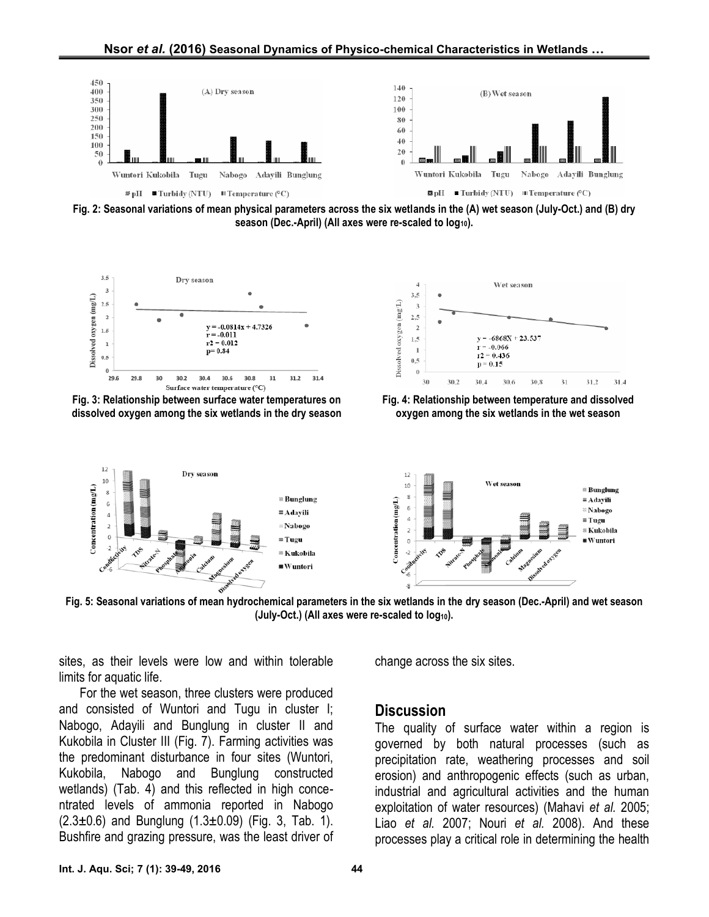Fig. 2: Seasonal variations of mean physical parameters across the six wetlands in the (A) wet season (July-Oct.) and (B) dry season (Dec.-April) (All axes were re-scaled to $log_{10}$).

Fig. 3: Relationship between surface water temperatures on dissolved oxygen among the six wetlands in the dry season

Fig. 4: Relationship between temperature and dissolved oxygen among the six wetlands in the wet season

Fig. 5: Seasonal variations of mean hydrochemical parameters in the six wetlands in the dry season (Dec.-April) and wet season (July-Oct.) (All axes were re-scaled to $log_{10}$).

sites, as their levels were low and within tolerable limits for aquatic life.

For the wet season, three clusters were produced and consisted of Wuntori and Tugu in cluster I; Nabogo, Adayili and Bunglung in cluster II and Kukobila in Cluster III (Fig. 7). Farming activities was the predominant disturbance in four sites (Wuntori, Kukobila, Nabogo and Bunglung constructed wetlands) (Tab. 4) and this reflected in high concentrated levels of ammonia reported in Nabogo (2.3±0.6) and Bunglung (1.3±0.09) (Fig. 3, Tab. 1). Bushfire and grazing pressure, was the least driver of change across the six sites.

## Discussion

The quality of surface water within a region is governed by both natural processes (such as precipitation rate, weathering processes and soil erosion) and anthropogenic effects (such as urban, industrial and agricultural activities and the human exploitation of water resources) (Mahavi *et al.* 2005; Liao *et al.* 2007; Nouri *et al.* 2008). And these processes play a critical role in determining the health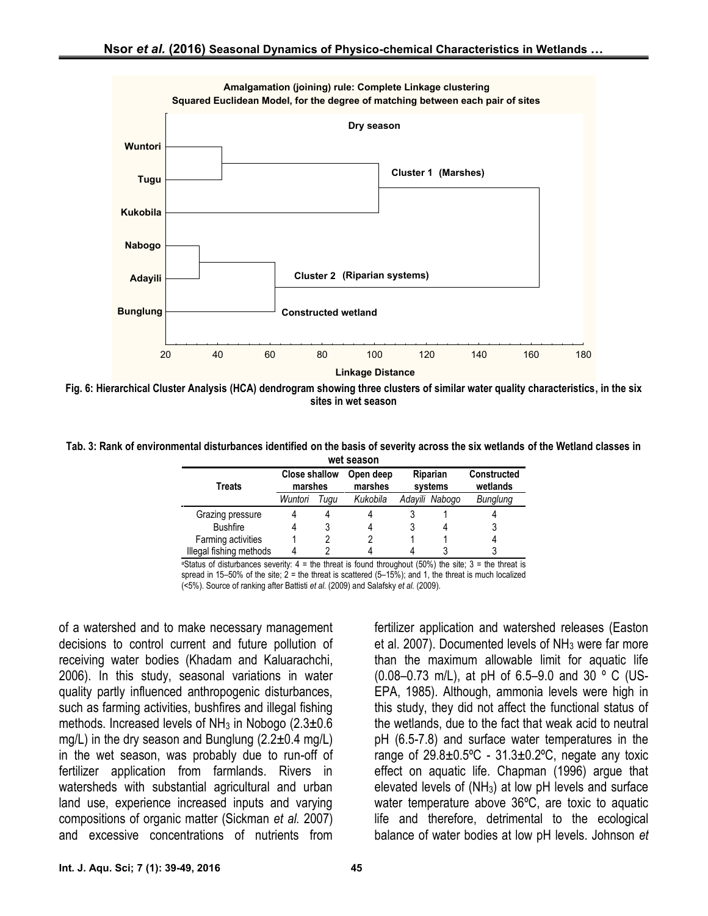Amalgamation (joining) rule: Complete Linkage clustering

Squared Euclidean Model, for the degree of matching between each pair of sites

Dry season

Wuntori

Tugu

Kukobila

Nabogo

Adayili

Bunglung

Cluster 1 (Marshes)

Cluster 2 (Riparian systems)

Constructed wetland

20 40 60 80 100 120 140 160 180

Linkage Distance

**Fig. 6: Hierarchical Cluster Analysis (HCA) dendrogram showing three clusters of similar water quality characteristics, in the six sites in wet season**

**Tab. 3: Rank of environmental disturbances identified on the basis of severity across the six wetlands of the Wetland classes in wet season**

| Treats | Close shallow marshes | | Open deep marshes | Riparian systems | | Constructed wetlands |
|---|---|---|---|---|---|---|
| | *Wuntori* | *Tugu* | *Kukobila* | *Adayili* | *Nabogo* | *Bunglung* |
| Grazing pressure | 4 | 4 | 4 | 3 | 1 | 4 |
| Bushfire | 4 | 3 | 4 | 3 | 4 | 3 |
| Farming activities | 1 | 2 | 2 | 1 | 1 | 4 |
| Illegal fishing methods | 4 | 2 | 4 | 4 | 3 | 3 |

[a]Status of disturbances severity: 4 = the threat is found throughout (50%) the site; 3 = the threat is spread in 15–50% of the site; 2 = the threat is scattered (5–15%); and 1, the threat is much localized (<5%). Source of ranking after Battisti *et al.* (2009) and Salafsky *et al.* (2009).

of a watershed and to make necessary management decisions to control current and future pollution of receiving water bodies (Khadam and Kaluarachchi, 2006). In this study, seasonal variations in water quality partly influenced anthropogenic disturbances, such as farming activities, bushfires and illegal fishing methods. Increased levels of $NH_3$ in Nobogo (2.3±0.6 mg/L) in the dry season and Bunglung (2.2±0.4 mg/L) in the wet season, was probably due to run-off of fertilizer application from farmlands. Rivers in watersheds with substantial agricultural and urban land use, experience increased inputs and varying compositions of organic matter (Sickman *et al.* 2007) and excessive concentrations of nutrients from fertilizer application and watershed releases (Easton et al. 2007). Documented levels of $NH_3$ were far more than the maximum allowable limit for aquatic life (0.08–0.73 m/L), at pH of 6.5–9.0 and 30 º C (US-EPA, 1985). Although, ammonia levels were high in this study, they did not affect the functional status of the wetlands, due to the fact that weak acid to neutral pH (6.5-7.8) and surface water temperatures in the range of 29.8±0.5ºC - 31.3±0.2ºC, negate any toxic effect on aquatic life. Chapman (1996) argue that elevated levels of ($NH_3$) at low pH levels and surface water temperature above 36ºC, are toxic to aquatic life and therefore, detrimental to the ecological balance of water bodies at low pH levels. Johnson *et*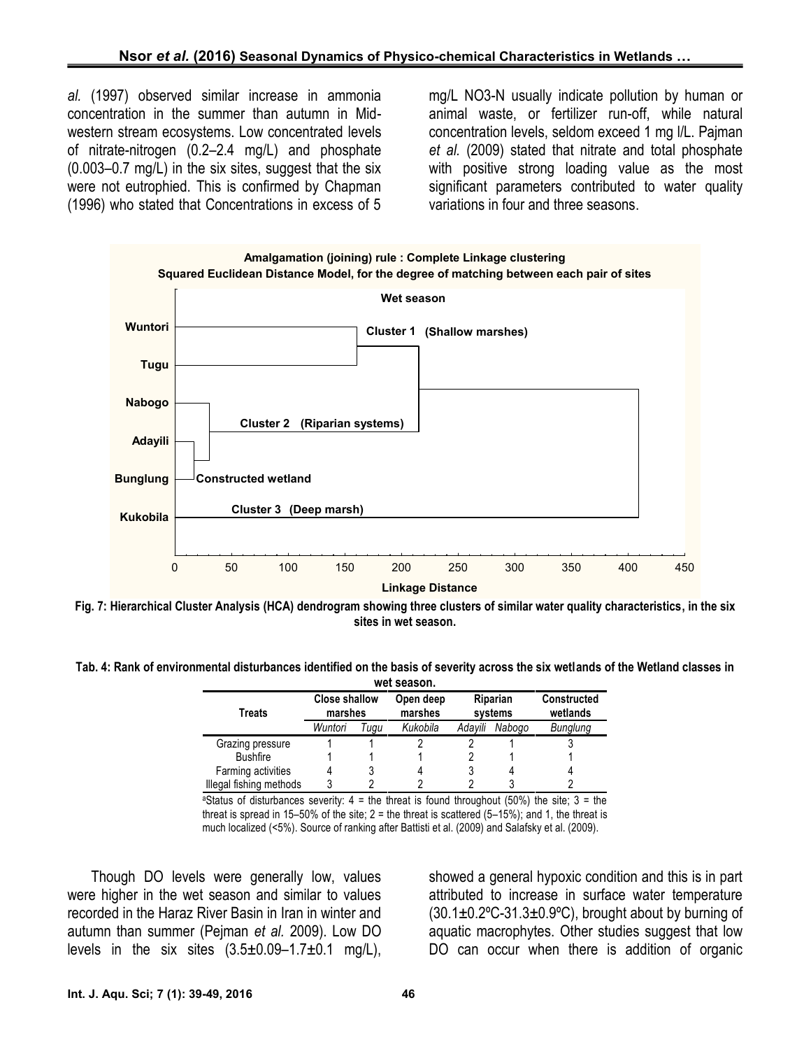*al.* (1997) observed similar increase in ammonia concentration in the summer than autumn in Mid-western stream ecosystems. Low concentrated levels of nitrate-nitrogen (0.2–2.4 mg/L) and phosphate (0.003–0.7 mg/L) in the six sites, suggest that the six were not eutrophied. This is confirmed by Chapman (1996) who stated that Concentrations in excess of 5 mg/L NO3-N usually indicate pollution by human or animal waste, or fertilizer run-off, while natural concentration levels, seldom exceed 1 mg l/L. Pajman *et al.* (2009) stated that nitrate and total phosphate with positive strong loading value as the most significant parameters contributed to water quality variations in four and three seasons.

Fig. 7: Hierarchical Cluster Analysis (HCA) dendrogram showing three clusters of similar water quality characteristics, in the six sites in wet season.

Tab. 4: Rank of environmental disturbances identified on the basis of severity across the six wetlands of the Wetland classes in wet season.

| Treats | Close shallow marshes | | Open deep marshes | Riparian systems | | Constructed wetlands |
|---|---|---|---|---|---|---|
| | *Wuntori* | *Tugu* | *Kukobila* | *Adayili* | *Nabogo* | *Bunglung* |
| Grazing pressure | 1 | 1 | 2 | 2 | 1 | 3 |
| Bushfire | 1 | 1 | 1 | 2 | 1 | 1 |
| Farming activities | 4 | 3 | 4 | 3 | 4 | 4 |
| Illegal fishing methods | 3 | 2 | 2 | 2 | 3 | 2 |

[a]Status of disturbances severity: 4 = the threat is found throughout (50%) the site; 3 = the threat is spread in 15–50% of the site; 2 = the threat is scattered (5–15%); and 1, the threat is much localized (<5%). Source of ranking after Battisti et al. (2009) and Salafsky et al. (2009).

Though DO levels were generally low, values were higher in the wet season and similar to values recorded in the Haraz River Basin in Iran in winter and autumn than summer (Pejman *et al.* 2009). Low DO levels in the six sites (3.5±0.09–1.7±0.1 mg/L), showed a general hypoxic condition and this is in part attributed to increase in surface water temperature (30.1±0.2ºC-31.3±0.9ºC), brought about by burning of aquatic macrophytes. Other studies suggest that low DO can occur when there is addition of organic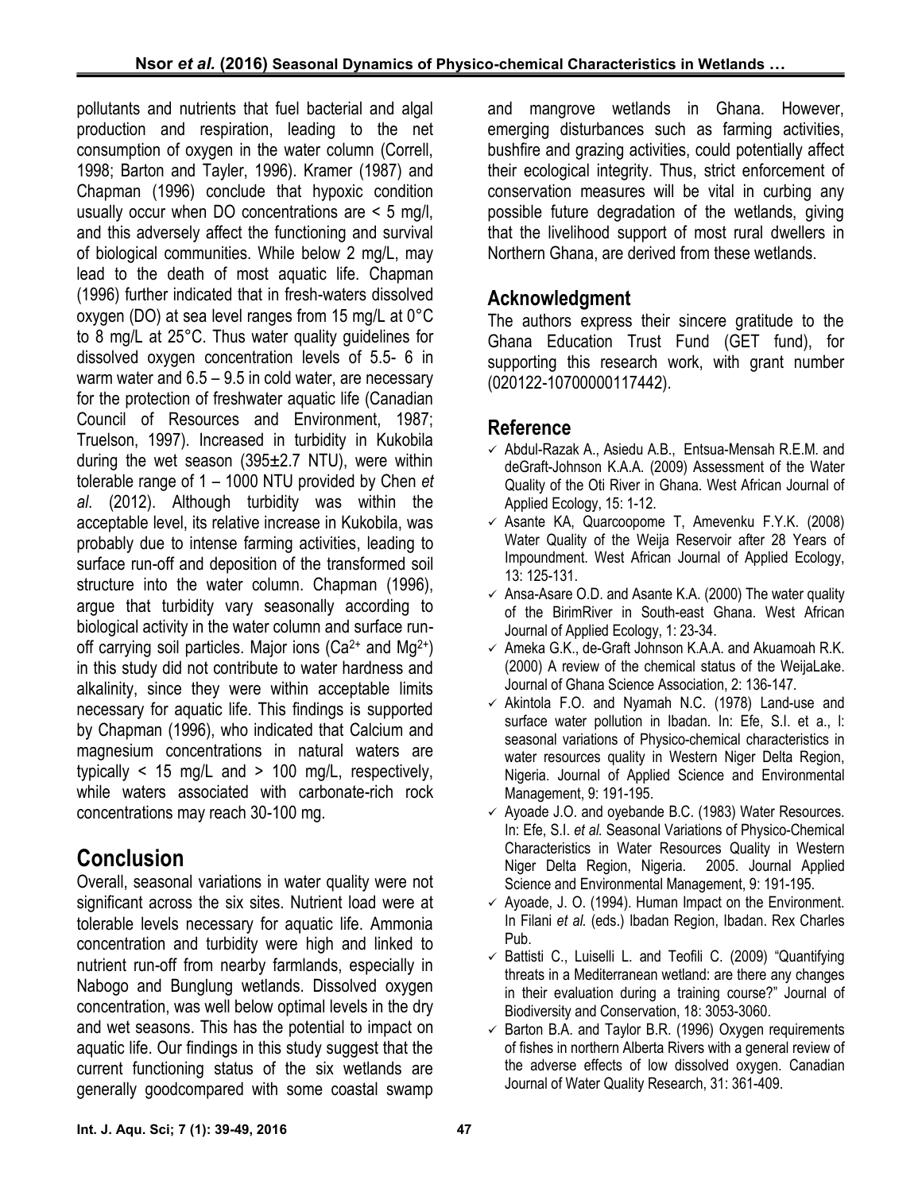pollutants and nutrients that fuel bacterial and algal production and respiration, leading to the net consumption of oxygen in the water column (Correll, 1998; Barton and Tayler, 1996). Kramer (1987) and Chapman (1996) conclude that hypoxic condition usually occur when DO concentrations are < 5 mg/l, and this adversely affect the functioning and survival of biological communities. While below 2 mg/L, may lead to the death of most aquatic life. Chapman (1996) further indicated that in fresh-waters dissolved oxygen (DO) at sea level ranges from 15 mg/L at 0°C to 8 mg/L at 25°C. Thus water quality guidelines for dissolved oxygen concentration levels of 5.5- 6 in warm water and 6.5 – 9.5 in cold water, are necessary for the protection of freshwater aquatic life (Canadian Council of Resources and Environment, 1987; Truelson, 1997). Increased in turbidity in Kukobila during the wet season (395±2.7 NTU), were within tolerable range of 1 – 1000 NTU provided by Chen *et al*. (2012). Although turbidity was within the acceptable level, its relative increase in Kukobila, was probably due to intense farming activities, leading to surface run-off and deposition of the transformed soil structure into the water column. Chapman (1996), argue that turbidity vary seasonally according to biological activity in the water column and surface run-off carrying soil particles. Major ions ($Ca^{2+}$ and $Mg^{2+}$) in this study did not contribute to water hardness and alkalinity, since they were within acceptable limits necessary for aquatic life. This findings is supported by Chapman (1996), who indicated that Calcium and magnesium concentrations in natural waters are typically < 15 mg/L and > 100 mg/L, respectively, while waters associated with carbonate-rich rock concentrations may reach 30-100 mg.

# Conclusion

Overall, seasonal variations in water quality were not significant across the six sites. Nutrient load were at tolerable levels necessary for aquatic life. Ammonia concentration and turbidity were high and linked to nutrient run-off from nearby farmlands, especially in Nabogo and Bunglung wetlands. Dissolved oxygen concentration, was well below optimal levels in the dry and wet seasons. This has the potential to impact on aquatic life. Our findings in this study suggest that the current functioning status of the six wetlands are generally goodcompared with some coastal swamp and mangrove wetlands in Ghana. However, emerging disturbances such as farming activities, bushfire and grazing activities, could potentially affect their ecological integrity. Thus, strict enforcement of conservation measures will be vital in curbing any possible future degradation of the wetlands, giving that the livelihood support of most rural dwellers in Northern Ghana, are derived from these wetlands.

## Acknowledgment

The authors express their sincere gratitude to the Ghana Education Trust Fund (GET fund), for supporting this research work, with grant number (020122-10700000117442).

## Reference

- ✓ Abdul-Razak A., Asiedu A.B., Entsua-Mensah R.E.M. and deGraft-Johnson K.A.A. (2009) Assessment of the Water Quality of the Oti River in Ghana. West African Journal of Applied Ecology, 15: 1-12.
- ✓ Asante KA, Quarcoopome T, Amevenku F.Y.K. (2008) Water Quality of the Weija Reservoir after 28 Years of Impoundment. West African Journal of Applied Ecology, 13: 125-131.
- ✓ Ansa-Asare O.D. and Asante K.A. (2000) The water quality of the BirimRiver in South-east Ghana. West African Journal of Applied Ecology, 1: 23-34.
- ✓ Ameka G.K., de-Graft Johnson K.A.A. and Akuamoah R.K. (2000) A review of the chemical status of the WeijaLake. Journal of Ghana Science Association, 2: 136-147.
- ✓ Akintola F.O. and Nyamah N.C. (1978) Land-use and surface water pollution in Ibadan. In: Efe, S.I. et a., l: seasonal variations of Physico-chemical characteristics in water resources quality in Western Niger Delta Region, Nigeria. Journal of Applied Science and Environmental Management, 9: 191-195.
- ✓ Ayoade J.O. and oyebande B.C. (1983) Water Resources. In: Efe, S.I. *et al.* Seasonal Variations of Physico-Chemical Characteristics in Water Resources Quality in Western Niger Delta Region, Nigeria. 2005. Journal Applied Science and Environmental Management, 9: 191-195.
- ✓ Ayoade, J. O. (1994). Human Impact on the Environment. In Filani *et al.* (eds.) Ibadan Region, Ibadan. Rex Charles Pub.
- ✓ Battisti C., Luiselli L. and Teofili C. (2009) "Quantifying threats in a Mediterranean wetland: are there any changes in their evaluation during a training course?" Journal of Biodiversity and Conservation, 18: 3053-3060.
- ✓ Barton B.A. and Taylor B.R. (1996) Oxygen requirements of fishes in northern Alberta Rivers with a general review of the adverse effects of low dissolved oxygen. Canadian Journal of Water Quality Research, 31: 361-409.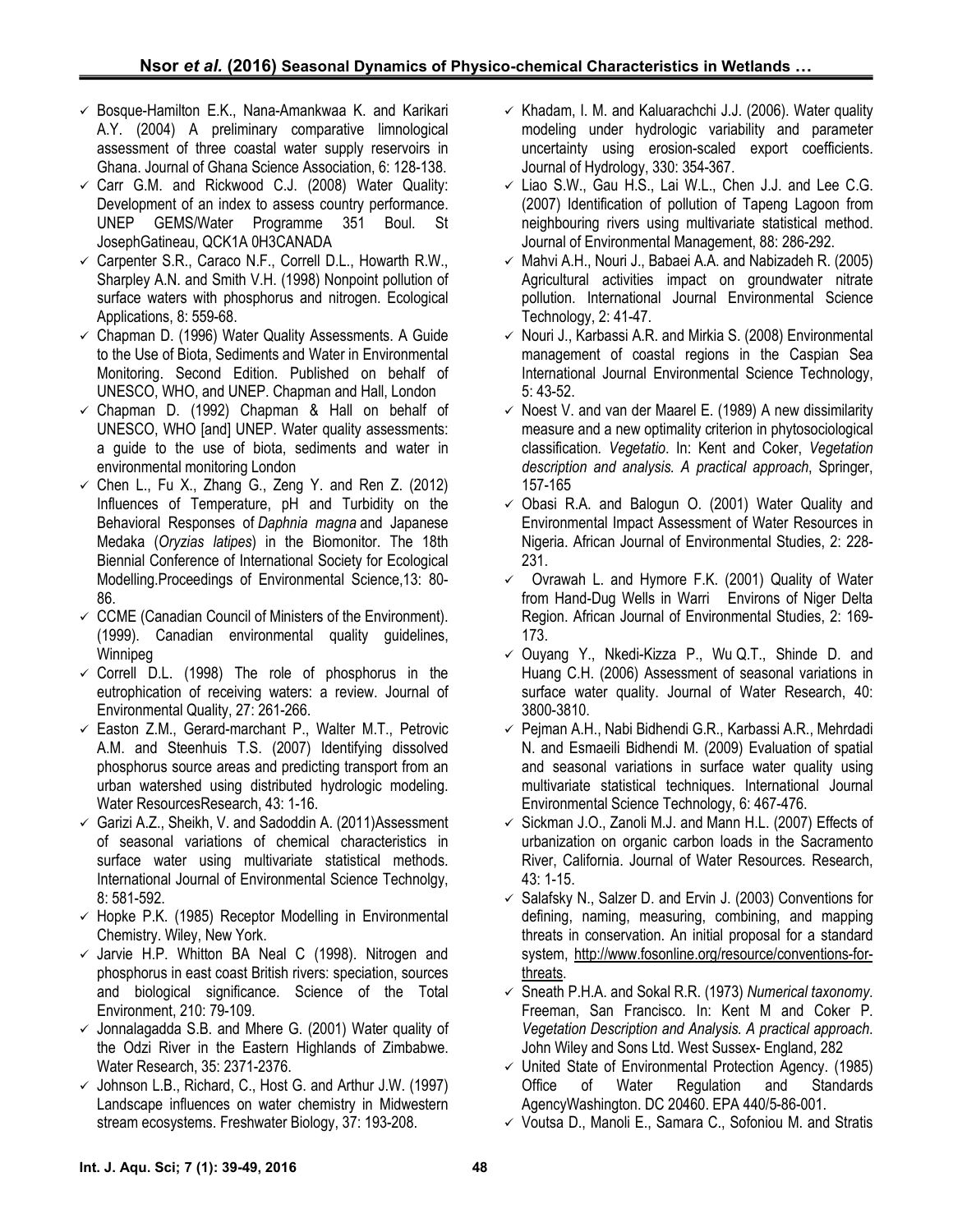- Bosque-Hamilton E.K., Nana-Amankwaa K. and Karikari A.Y. (2004) A preliminary comparative limnological assessment of three coastal water supply reservoirs in Ghana. Journal of Ghana Science Association, 6: 128-138.
- Carr G.M. and Rickwood C.J. (2008) Water Quality: Development of an index to assess country performance. UNEP GEMS/Water Programme 351 Boul. St JosephGatineau, QCK1A 0H3CANADA
- Carpenter S.R., Caraco N.F., Correll D.L., Howarth R.W., Sharpley A.N. and Smith V.H. (1998) Nonpoint pollution of surface waters with phosphorus and nitrogen. Ecological Applications, 8: 559-68.
- Chapman D. (1996) Water Quality Assessments. A Guide to the Use of Biota, Sediments and Water in Environmental Monitoring. Second Edition. Published on behalf of UNESCO, WHO, and UNEP. Chapman and Hall, London
- Chapman D. (1992) Chapman & Hall on behalf of UNESCO, WHO [and] UNEP. Water quality assessments: a guide to the use of biota, sediments and water in environmental monitoring London
- Chen L., Fu X., Zhang G., Zeng Y. and Ren Z. (2012) Influences of Temperature, pH and Turbidity on the Behavioral Responses of *Daphnia magna* and Japanese Medaka (*Oryzias latipes*) in the Biomonitor. The 18th Biennial Conference of International Society for Ecological Modelling.Proceedings of Environmental Science,13: 80-86.
- CCME (Canadian Council of Ministers of the Environment). (1999). Canadian environmental quality guidelines, Winnipeg
- Correll D.L. (1998) The role of phosphorus in the eutrophication of receiving waters: a review. Journal of Environmental Quality, 27: 261-266.
- Easton Z.M., Gerard-marchant P., Walter M.T., Petrovic A.M. and Steenhuis T.S. (2007) Identifying dissolved phosphorus source areas and predicting transport from an urban watershed using distributed hydrologic modeling. Water ResourcesResearch, 43: 1-16.
- Garizi A.Z., Sheikh, V. and Sadoddin A. (2011)Assessment of seasonal variations of chemical characteristics in surface water using multivariate statistical methods. International Journal of Environmental Science Technolgy, 8: 581-592.
- Hopke P.K. (1985) Receptor Modelling in Environmental Chemistry. Wiley, New York.
- Jarvie H.P. Whitton BA Neal C (1998). Nitrogen and phosphorus in east coast British rivers: speciation, sources and biological significance. Science of the Total Environment, 210: 79-109.
- Jonnalagadda S.B. and Mhere G. (2001) Water quality of the Odzi River in the Eastern Highlands of Zimbabwe. Water Research, 35: 2371-2376.
- Johnson L.B., Richard, C., Host G. and Arthur J.W. (1997) Landscape influences on water chemistry in Midwestern stream ecosystems. Freshwater Biology, 37: 193-208.
- Khadam, I. M. and Kaluarachchi J.J. (2006). Water quality modeling under hydrologic variability and parameter uncertainty using erosion-scaled export coefficients. Journal of Hydrology, 330: 354-367.
- Liao S.W., Gau H.S., Lai W.L., Chen J.J. and Lee C.G. (2007) Identification of pollution of Tapeng Lagoon from neighbouring rivers using multivariate statistical method. Journal of Environmental Management, 88: 286-292.
- Mahvi A.H., Nouri J., Babaei A.A. and Nabizadeh R. (2005) Agricultural activities impact on groundwater nitrate pollution. International Journal Environmental Science Technology, 2: 41-47.
- Nouri J., Karbassi A.R. and Mirkia S. (2008) Environmental management of coastal regions in the Caspian Sea International Journal Environmental Science Technology, 5: 43-52.
- Noest V. and van der Maarel E. (1989) A new dissimilarity measure and a new optimality criterion in phytosociological classification. *Vegetatio*. In: Kent and Coker, *Vegetation description and analysis. A practical approach*, Springer, 157-165
- Obasi R.A. and Balogun O. (2001) Water Quality and Environmental Impact Assessment of Water Resources in Nigeria. African Journal of Environmental Studies, 2: 228-231.
- Ovrawah L. and Hymore F.K. (2001) Quality of Water from Hand-Dug Wells in Warri Environs of Niger Delta Region. African Journal of Environmental Studies, 2: 169-173.
- Ouyang Y., Nkedi-Kizza P., Wu Q.T., Shinde D. and Huang C.H. (2006) Assessment of seasonal variations in surface water quality. Journal of Water Research, 40: 3800-3810.
- Pejman A.H., Nabi Bidhendi G.R., Karbassi A.R., Mehrdadi N. and Esmaeili Bidhendi M. (2009) Evaluation of spatial and seasonal variations in surface water quality using multivariate statistical techniques. International Journal Environmental Science Technology, 6: 467-476.
- Sickman J.O., Zanoli M.J. and Mann H.L. (2007) Effects of urbanization on organic carbon loads in the Sacramento River, California. Journal of Water Resources. Research, 43: 1-15.
- Salafsky N., Salzer D. and Ervin J. (2003) Conventions for defining, naming, measuring, combining, and mapping threats in conservation. An initial proposal for a standard system, http://www.fosonline.org/resource/conventions-for-threats.
- Sneath P.H.A. and Sokal R.R. (1973) *Numerical taxonomy*. Freeman, San Francisco. In: Kent M and Coker P. *Vegetation Description and Analysis. A practical approach*. John Wiley and Sons Ltd. West Sussex- England, 282
- United State of Environmental Protection Agency. (1985) Office of Water Regulation and Standards AgencyWashington. DC 20460. EPA 440/5-86-001.
- Voutsa D., Manoli E., Samara C., Sofoniou M. and Stratis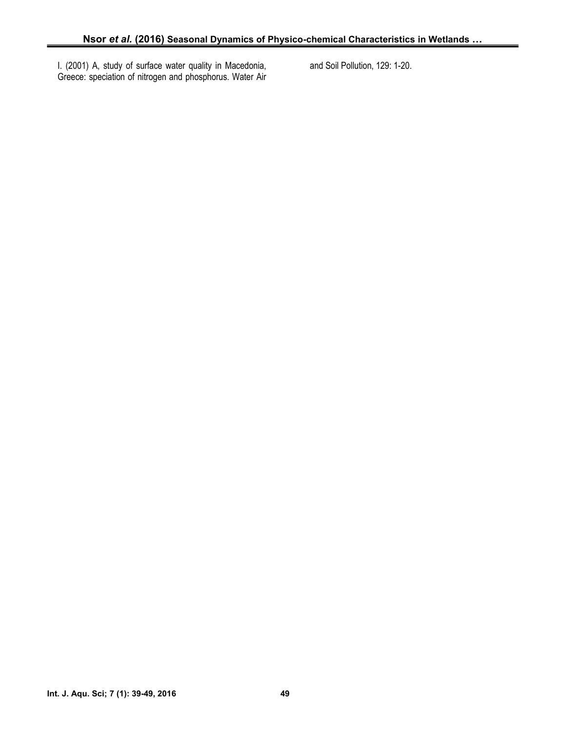I. (2001) A, study of surface water quality in Macedonia, Greece: speciation of nitrogen and phosphorus. Water Air and Soil Pollution, 129: 1-20.